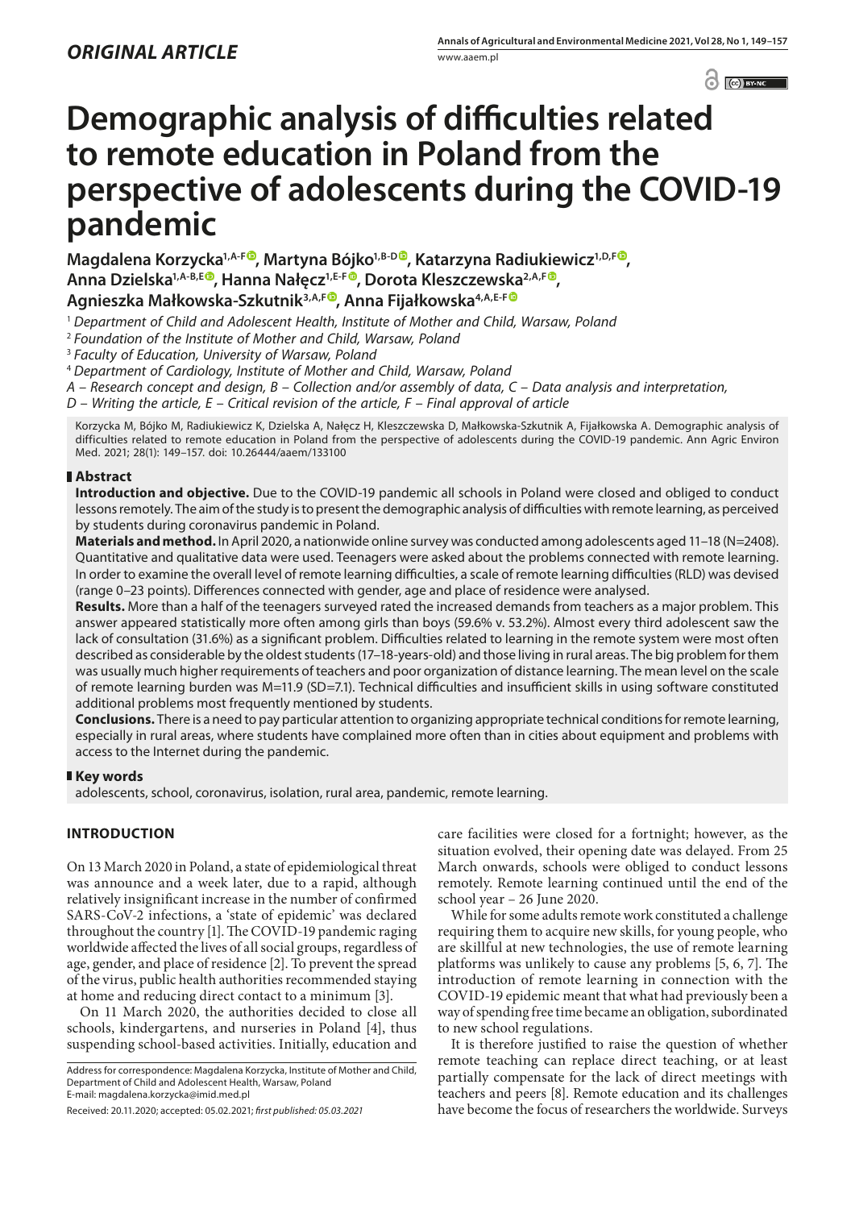*ORIGINAL ARTICLE*

# Demographic analysis of difficulties related to remote education in Poland from the perspective of adolescents during the COVID-19 pandemic

**Magdalena Korzycka[1,A-F], Martyna Bójko[1,B-D], Katarzyna Radiukiewicz[1,D,F], Anna Dzielska[1,A-B,E], Hanna Nałęcz[1,E-F], Dorota Kleszczewska[2,A,F], Agnieszka Małkowska-Szkutnik[3,A,F], Anna Fijałkowska[4,A,E-F]**

[1] *Department of Child and Adolescent Health, Institute of Mother and Child, Warsaw, Poland*
[2] *Foundation of the Institute of Mother and Child, Warsaw, Poland*
[3] *Faculty of Education, University of Warsaw, Poland*
[4] *Department of Cardiology, Institute of Mother and Child, Warsaw, Poland*

*A – Research concept and design, B – Collection and/or assembly of data, C – Data analysis and interpretation, D – Writing the article, E – Critical revision of the article, F – Final approval of article*

Korzycka M, Bójko M, Radiukiewicz K, Dzielska A, Nałęcz H, Kleszczewska D, Małkowska-Szkutnik A, Fijałkowska A. Demographic analysis of difficulties related to remote education in Poland from the perspective of adolescents during the COVID-19 pandemic. Ann Agric Environ Med. 2021; 28(1): 149–157. doi: 10.26444/aaem/133100

## Abstract

**Introduction and objective.** Due to the COVID-19 pandemic all schools in Poland were closed and obliged to conduct lessons remotely. The aim of the study is to present the demographic analysis of difficulties with remote learning, as perceived by students during coronavirus pandemic in Poland.

**Materials and method.** In April 2020, a nationwide online survey was conducted among adolescents aged 11–18 (N=2408). Quantitative and qualitative data were used. Teenagers were asked about the problems connected with remote learning. In order to examine the overall level of remote learning difficulties, a scale of remote learning difficulties (RLD) was devised (range 0–23 points). Differences connected with gender, age and place of residence were analysed.

**Results.** More than a half of the teenagers surveyed rated the increased demands from teachers as a major problem. This answer appeared statistically more often among girls than boys (59.6% v. 53.2%). Almost every third adolescent saw the lack of consultation (31.6%) as a significant problem. Difficulties related to learning in the remote system were most often described as considerable by the oldest students (17–18-years-old) and those living in rural areas. The big problem for them was usually much higher requirements of teachers and poor organization of distance learning. The mean level on the scale of remote learning burden was M=11.9 (SD=7.1). Technical difficulties and insufficient skills in using software constituted additional problems most frequently mentioned by students.

**Conclusions.** There is a need to pay particular attention to organizing appropriate technical conditions for remote learning, especially in rural areas, where students have complained more often than in cities about equipment and problems with access to the Internet during the pandemic.

## Key words

adolescents, school, coronavirus, isolation, rural area, pandemic, remote learning.

## INTRODUCTION

On 13 March 2020 in Poland, a state of epidemiological threat was announce and a week later, due to a rapid, although relatively insignificant increase in the number of confirmed SARS-CoV-2 infections, a 'state of epidemic' was declared throughout the country [1]. The COVID-19 pandemic raging worldwide affected the lives of all social groups, regardless of age, gender, and place of residence [2]. To prevent the spread of the virus, public health authorities recommended staying at home and reducing direct contact to a minimum [3].

On 11 March 2020, the authorities decided to close all schools, kindergartens, and nurseries in Poland [4], thus suspending school-based activities. Initially, education and care facilities were closed for a fortnight; however, as the situation evolved, their opening date was delayed. From 25 March onwards, schools were obliged to conduct lessons remotely. Remote learning continued until the end of the school year – 26 June 2020.

While for some adults remote work constituted a challenge requiring them to acquire new skills, for young people, who are skillful at new technologies, the use of remote learning platforms was unlikely to cause any problems [5, 6, 7]. The introduction of remote learning in connection with the COVID-19 epidemic meant that what had previously been a way of spending free time became an obligation, subordinated to new school regulations.

It is therefore justified to raise the question of whether remote teaching can replace direct teaching, or at least partially compensate for the lack of direct meetings with teachers and peers [8]. Remote education and its challenges have become the focus of researchers the worldwide. Surveys

Address for correspondence: Magdalena Korzycka, Institute of Mother and Child, Department of Child and Adolescent Health, Warsaw, Poland
E-mail: magdalena.korzycka@imid.med.pl

Received: 20.11.2020; accepted: 05.02.2021; *first published: 05.03.2021*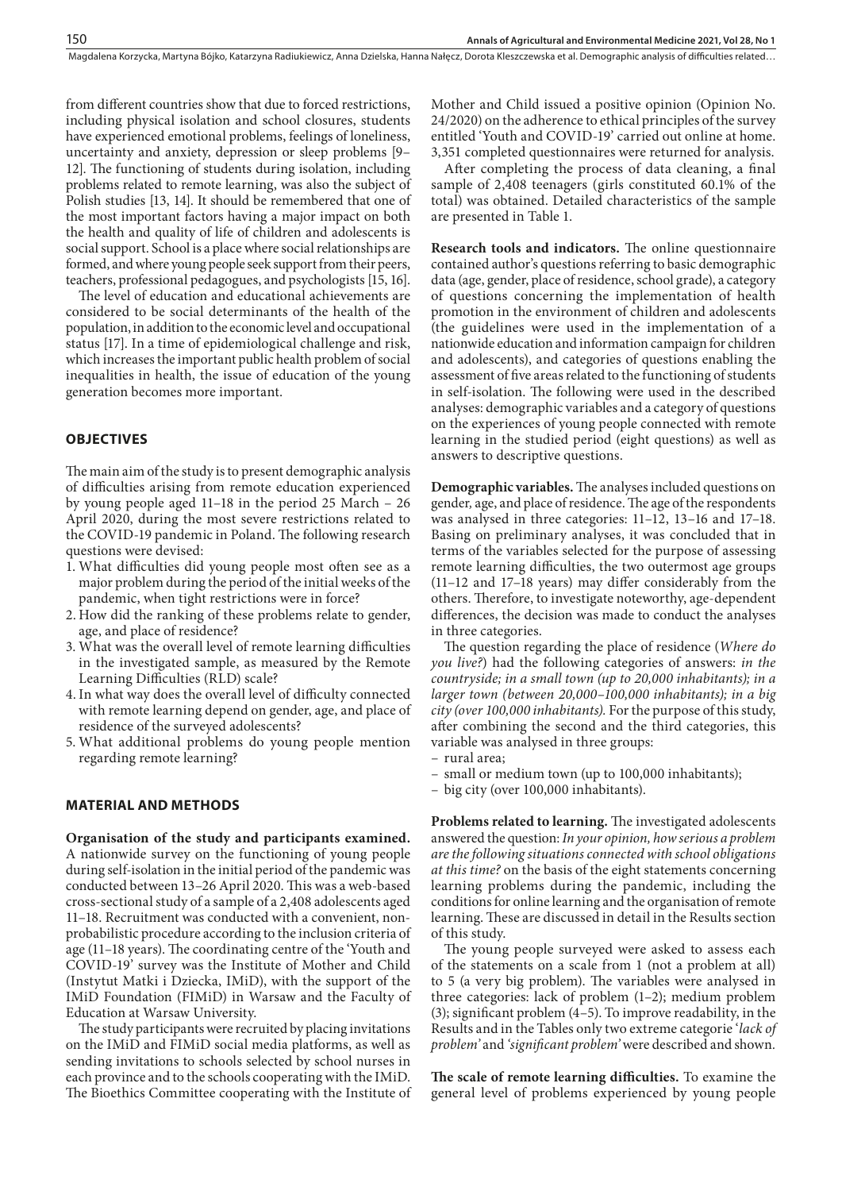from different countries show that due to forced restrictions, including physical isolation and school closures, students have experienced emotional problems, feelings of loneliness, uncertainty and anxiety, depression or sleep problems [9–12]. The functioning of students during isolation, including problems related to remote learning, was also the subject of Polish studies [13, 14]. It should be remembered that one of the most important factors having a major impact on both the health and quality of life of children and adolescents is social support. School is a place where social relationships are formed, and where young people seek support from their peers, teachers, professional pedagogues, and psychologists [15, 16].

The level of education and educational achievements are considered to be social determinants of the health of the population, in addition to the economic level and occupational status [17]. In a time of epidemiological challenge and risk, which increases the important public health problem of social inequalities in health, the issue of education of the young generation becomes more important.

## OBJECTIVES

The main aim of the study is to present demographic analysis of difficulties arising from remote education experienced by young people aged 11–18 in the period 25 March – 26 April 2020, during the most severe restrictions related to the COVID-19 pandemic in Poland. The following research questions were devised:

1. What difficulties did young people most often see as a major problem during the period of the initial weeks of the pandemic, when tight restrictions were in force?
2. How did the ranking of these problems relate to gender, age, and place of residence?
3. What was the overall level of remote learning difficulties in the investigated sample, as measured by the Remote Learning Difficulties (RLD) scale?
4. In what way does the overall level of difficulty connected with remote learning depend on gender, age, and place of residence of the surveyed adolescents?
5. What additional problems do young people mention regarding remote learning?

## MATERIAL AND METHODS

**Organisation of the study and participants examined.** A nationwide survey on the functioning of young people during self-isolation in the initial period of the pandemic was conducted between 13–26 April 2020. This was a web-based cross-sectional study of a sample of a 2,408 adolescents aged 11–18. Recruitment was conducted with a convenient, non-probabilistic procedure according to the inclusion criteria of age (11–18 years). The coordinating centre of the 'Youth and COVID-19' survey was the Institute of Mother and Child (Instytut Matki i Dziecka, IMiD), with the support of the IMiD Foundation (FIMiD) in Warsaw and the Faculty of Education at Warsaw University.

The study participants were recruited by placing invitations on the IMiD and FIMiD social media platforms, as well as sending invitations to schools selected by school nurses in each province and to the schools cooperating with the IMiD. The Bioethics Committee cooperating with the Institute of Mother and Child issued a positive opinion (Opinion No. 24/2020) on the adherence to ethical principles of the survey entitled 'Youth and COVID-19' carried out online at home. 3,351 completed questionnaires were returned for analysis.

After completing the process of data cleaning, a final sample of 2,408 teenagers (girls constituted 60.1% of the total) was obtained. Detailed characteristics of the sample are presented in Table 1.

**Research tools and indicators.** The online questionnaire contained author's questions referring to basic demographic data (age, gender, place of residence, school grade), a category of questions concerning the implementation of health promotion in the environment of children and adolescents (the guidelines were used in the implementation of a nationwide education and information campaign for children and adolescents), and categories of questions enabling the assessment of five areas related to the functioning of students in self-isolation. The following were used in the described analyses: demographic variables and a category of questions on the experiences of young people connected with remote learning in the studied period (eight questions) as well as answers to descriptive questions.

**Demographic variables.** The analyses included questions on gender, age, and place of residence. The age of the respondents was analysed in three categories: 11–12, 13–16 and 17–18. Basing on preliminary analyses, it was concluded that in terms of the variables selected for the purpose of assessing remote learning difficulties, the two outermost age groups (11–12 and 17–18 years) may differ considerably from the others. Therefore, to investigate noteworthy, age-dependent differences, the decision was made to conduct the analyses in three categories.

The question regarding the place of residence (*Where do you live?*) had the following categories of answers: *in the countryside; in a small town (up to 20,000 inhabitants); in a larger town (between 20,000–100,000 inhabitants); in a big city (over 100,000 inhabitants).* For the purpose of this study, after combining the second and the third categories, this variable was analysed in three groups:

- rural area;
- small or medium town (up to 100,000 inhabitants);
- big city (over 100,000 inhabitants).

**Problems related to learning.** The investigated adolescents answered the question: *In your opinion, how serious a problem are the following situations connected with school obligations at this time?* on the basis of the eight statements concerning learning problems during the pandemic, including the conditions for online learning and the organisation of remote learning. These are discussed in detail in the Results section of this study.

The young people surveyed were asked to assess each of the statements on a scale from 1 (not a problem at all) to 5 (a very big problem). The variables were analysed in three categories: lack of problem (1–2); medium problem (3); significant problem (4–5). To improve readability, in the Results and in the Tables only two extreme categorie '*lack of problem'* and *'significant problem'* were described and shown.

**The scale of remote learning difficulties.** To examine the general level of problems experienced by young people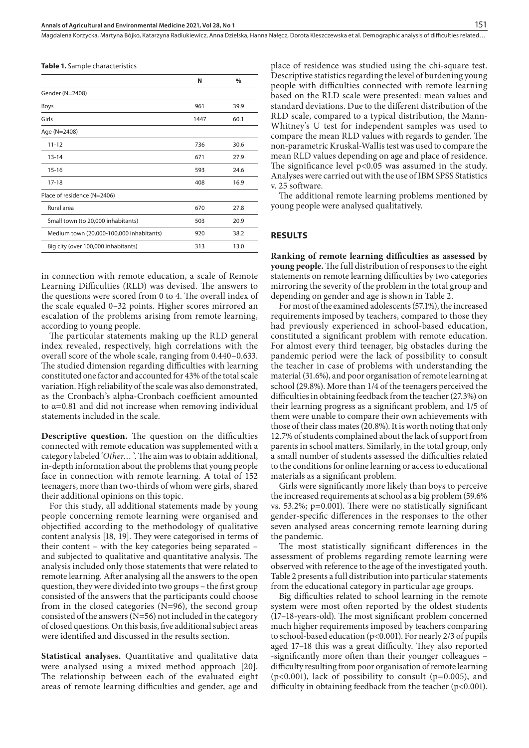**Table 1.** Sample characteristics

| | N | % |
|---|---|---|
| Gender (N=2408) | | |
| Boys | 961 | 39.9 |
| Girls | 1447 | 60.1 |
| Age (N=2408) | | |
| 11-12 | 736 | 30.6 |
| 13-14 | 671 | 27.9 |
| 15-16 | 593 | 24.6 |
| 17-18 | 408 | 16.9 |
| Place of residence (N=2406) | | |
| Rural area | 670 | 27.8 |
| Small town (to 20,000 inhabitants) | 503 | 20.9 |
| Medium town (20,000-100,000 inhabitants) | 920 | 38.2 |
| Big city (over 100,000 inhabitants) | 313 | 13.0 |

in connection with remote education, a scale of Remote Learning Difficulties (RLD) was devised. The answers to the questions were scored from 0 to 4. The overall index of the scale equaled 0–32 points. Higher scores mirrored an escalation of the problems arising from remote learning, according to young people.

The particular statements making up the RLD general index revealed, respectively, high correlations with the overall score of the whole scale, ranging from 0.440–0.633. The studied dimension regarding difficulties with learning constituted one factor and accounted for 43% of the total scale variation. High reliability of the scale was also demonstrated, as the Cronbach's alpha-Cronbach coefficient amounted to $\alpha$=0.81 and did not increase when removing individual statements included in the scale.

**Descriptive question.** The question on the difficulties connected with remote education was supplemented with a category labeled '*Other…*'. The aim was to obtain additional, in-depth information about the problems that young people face in connection with remote learning. A total of 152 teenagers, more than two-thirds of whom were girls, shared their additional opinions on this topic.

For this study, all additional statements made by young people concerning remote learning were organised and objectified according to the methodology of qualitative content analysis [18, 19]. They were categorised in terms of their content – with the key categories being separated – and subjected to qualitative and quantitative analysis. The analysis included only those statements that were related to remote learning. After analysing all the answers to the open question, they were divided into two groups – the first group consisted of the answers that the participants could choose from in the closed categories (N=96), the second group consisted of the answers (N=56) not included in the category of closed questions. On this basis, five additional subject areas were identified and discussed in the results section.

**Statistical analyses.** Quantitative and qualitative data were analysed using a mixed method approach [20]. The relationship between each of the evaluated eight areas of remote learning difficulties and gender, age and place of residence was studied using the chi-square test. Descriptive statistics regarding the level of burdening young people with difficulties connected with remote learning based on the RLD scale were presented: mean values and standard deviations. Due to the different distribution of the RLD scale, compared to a typical distribution, the Mann-Whitney's U test for independent samples was used to compare the mean RLD values with regards to gender. The non-parametric Kruskal-Wallis test was used to compare the mean RLD values depending on age and place of residence. The significance level $p<0.05$ was assumed in the study. Analyses were carried out with the use of IBM SPSS Statistics v. 25 software.

The additional remote learning problems mentioned by young people were analysed qualitatively.

## RESULTS

**Ranking of remote learning difficulties as assessed by young people.** The full distribution of responses to the eight statements on remote learning difficulties by two categories mirroring the severity of the problem in the total group and depending on gender and age is shown in Table 2.

For most of the examined adolescents (57.1%), the increased requirements imposed by teachers, compared to those they had previously experienced in school-based education, constituted a significant problem with remote education. For almost every third teenager, big obstacles during the pandemic period were the lack of possibility to consult the teacher in case of problems with understanding the material (31.6%), and poor organisation of remote learning at school (29.8%). More than 1/4 of the teenagers perceived the difficulties in obtaining feedback from the teacher (27.3%) on their learning progress as a significant problem, and 1/5 of them were unable to compare their own achievements with those of their class mates (20.8%). It is worth noting that only 12.7% of students complained about the lack of support from parents in school matters. Similarly, in the total group, only a small number of students assessed the difficulties related to the conditions for online learning or access to educational materials as a significant problem.

Girls were significantly more likely than boys to perceive the increased requirements at school as a big problem (59.6% vs. 53.2%; $p=0.001$). There were no statistically significant gender-specific differences in the responses to the other seven analysed areas concerning remote learning during the pandemic.

The most statistically significant differences in the assessment of problems regarding remote learning were observed with reference to the age of the investigated youth. Table 2 presents a full distribution into particular statements from the educational category in particular age groups.

Big difficulties related to school learning in the remote system were most often reported by the oldest students (17–18-years-old). The most significant problem concerned much higher requirements imposed by teachers comparing to school-based education ($p<0.001$). For nearly 2/3 of pupils aged 17–18 this was a great difficulty. They also reported -significantly more often than their younger colleagues – difficulty resulting from poor organisation of remote learning ($p<0.001$), lack of possibility to consult ($p=0.005$), and difficulty in obtaining feedback from the teacher ($p<0.001$).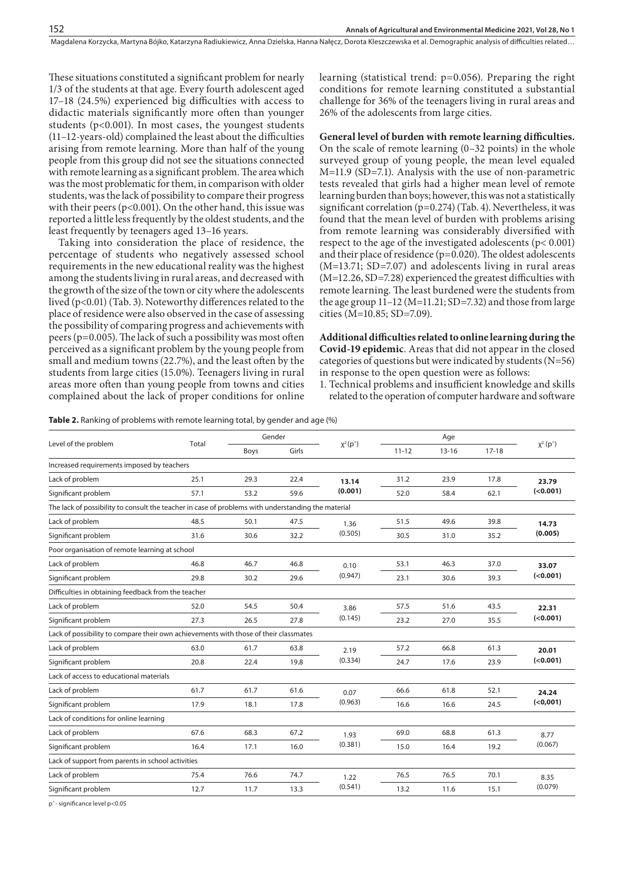These situations constituted a significant problem for nearly 1/3 of the students at that age. Every fourth adolescent aged 17–18 (24.5%) experienced big difficulties with access to didactic materials significantly more often than younger students ($p<0.001$). In most cases, the youngest students (11–12-years-old) complained the least about the difficulties arising from remote learning. More than half of the young people from this group did not see the situations connected with remote learning as a significant problem. The area which was the most problematic for them, in comparison with older students, was the lack of possibility to compare their progress with their peers ($p<0.001$). On the other hand, this issue was reported a little less frequently by the oldest students, and the least frequently by teenagers aged 13–16 years.

Taking into consideration the place of residence, the percentage of students who negatively assessed school requirements in the new educational reality was the highest among the students living in rural areas, and decreased with the growth of the size of the town or city where the adolescents lived ($p<0.01$) (Tab. 3). Noteworthy differences related to the place of residence were also observed in the case of assessing the possibility of comparing progress and achievements with peers ($p=0.005$). The lack of such a possibility was most often perceived as a significant problem by the young people from small and medium towns (22.7%), and the least often by the students from large cities (15.0%). Teenagers living in rural areas more often than young people from towns and cities complained about the lack of proper conditions for online learning (statistical trend: $p=0.056$). Preparing the right conditions for remote learning constituted a substantial challenge for 36% of the teenagers living in rural areas and 26% of the adolescents from large cities.

**General level of burden with remote learning difficulties.** On the scale of remote learning (0–32 points) in the whole surveyed group of young people, the mean level equaled M=11.9 (SD=7.1). Analysis with the use of non-parametric tests revealed that girls had a higher mean level of remote learning burden than boys; however, this was not a statistically significant correlation ($p=0.274$) (Tab. 4). Nevertheless, it was found that the mean level of burden with problems arising from remote learning was considerably diversified with respect to the age of the investigated adolescents ($p< 0.001$) and their place of residence ($p=0.020$). The oldest adolescents (M=13.71; SD=7.07) and adolescents living in rural areas (M=12.26, SD=7.28) experienced the greatest difficulties with remote learning. The least burdened were the students from the age group 11–12 (M=11.21; SD=7.32) and those from large cities (M=10.85; SD=7.09).

**Additional difficulties related to online learning during the Covid-19 epidemic**. Areas that did not appear in the closed categories of questions but were indicated by students (N=56) in response to the open question were as follows:

1. Technical problems and insufficient knowledge and skills related to the operation of computer hardware and software

**Table 2.** Ranking of problems with remote learning total, by gender and age (%)

| Level of the problem | Total | Gender | | $\chi^2$ (p*) | Age | | | $\chi^2$ (p*) |
|---|---|---|---|---|---|---|---|---|
| | | Boys | Girls | | 11-12 | 13-16 | 17-18 | |
| Increased requirements imposed by teachers | | | | | | | | |
| Lack of problem | 25.1 | 29.3 | 22.4 | **13.14** | 31.2 | 23.9 | 17.8 | **23.79** |
| Significant problem | 57.1 | 53.2 | 59.6 | **(0.001)** | 52.0 | 58.4 | 62.1 | **(<0.001)** |
| The lack of possibility to consult the teacher in case of problems with understanding the material | | | | | | | | |
| Lack of problem | 48.5 | 50.1 | 47.5 | 1.36 | 51.5 | 49.6 | 39.8 | **14.73** |
| Significant problem | 31.6 | 30.6 | 32.2 | (0.505) | 30.5 | 31.0 | 35.2 | **(0.005)** |
| Poor organisation of remote learning at school | | | | | | | | |
| Lack of problem | 46.8 | 46.7 | 46.8 | 0.10 | 53.1 | 46.3 | 37.0 | **33.07** |
| Significant problem | 29.8 | 30.2 | 29.6 | (0.947) | 23.1 | 30.6 | 39.3 | **(<0.001)** |
| Difficulties in obtaining feedback from the teacher | | | | | | | | |
| Lack of problem | 52.0 | 54.5 | 50.4 | 3.86 | 57.5 | 51.6 | 43.5 | **22.31** |
| Significant problem | 27.3 | 26.5 | 27.8 | (0.145) | 23.2 | 27.0 | 35.5 | **(<0.001)** |
| Lack of possibility to compare their own achievements with those of their classmates | | | | | | | | |
| Lack of problem | 63.0 | 61.7 | 63.8 | 2.19 | 57.2 | 66.8 | 61.3 | **20.01** |
| Significant problem | 20.8 | 22.4 | 19.8 | (0.334) | 24.7 | 17.6 | 23.9 | **(<0.001)** |
| Lack of access to educational materials | | | | | | | | |
| Lack of problem | 61.7 | 61.7 | 61.6 | 0.07 | 66.6 | 61.8 | 52.1 | **24.24** |
| Significant problem | 17.9 | 18.1 | 17.8 | (0.963) | 16.6 | 16.6 | 24.5 | **(<0,001)** |
| Lack of conditions for online learning | | | | | | | | |
| Lack of problem | 67.6 | 68.3 | 67.2 | 1.93 | 69.0 | 68.8 | 61.3 | 8.77 |
| Significant problem | 16.4 | 17.1 | 16.0 | (0.381) | 15.0 | 16.4 | 19.2 | (0.067) |
| Lack of support from parents in school activities | | | | | | | | |
| Lack of problem | 75.4 | 76.6 | 74.7 | 1.22 | 76.5 | 76.5 | 70.1 | 8.35 |
| Significant problem | 12.7 | 11.7 | 13.3 | (0.541) | 13.2 | 11.6 | 15.1 | (0.079) |

p* - significance level $p<0.05$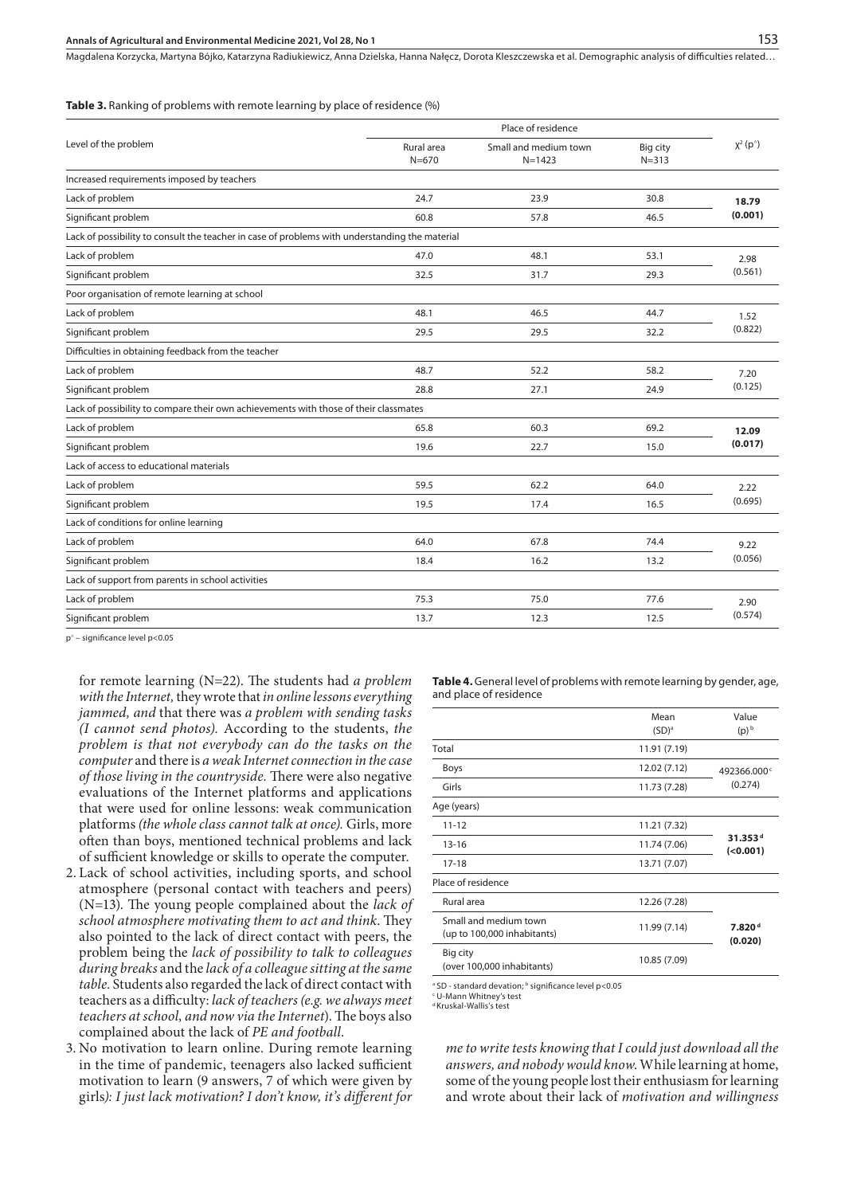**Table 3.** Ranking of problems with remote learning by place of residence (%)

| Level of the problem | Place of residence | | | $\chi^2$ (p^) |
|---|---|---|---|---|
| | Rural area N=670 | Small and medium town N=1423 | Big city N=313 | |
| Increased requirements imposed by teachers | | | | |
| Lack of problem | 24.7 | 23.9 | 30.8 | **18.79 (0.001)** |
| Significant problem | 60.8 | 57.8 | 46.5 | |
| Lack of possibility to consult the teacher in case of problems with understanding the material | | | | |
| Lack of problem | 47.0 | 48.1 | 53.1 | 2.98 (0.561) |
| Significant problem | 32.5 | 31.7 | 29.3 | |
| Poor organisation of remote learning at school | | | | |
| Lack of problem | 48.1 | 46.5 | 44.7 | 1.52 (0.822) |
| Significant problem | 29.5 | 29.5 | 32.2 | |
| Difficulties in obtaining feedback from the teacher | | | | |
| Lack of problem | 48.7 | 52.2 | 58.2 | 7.20 (0.125) |
| Significant problem | 28.8 | 27.1 | 24.9 | |
| Lack of possibility to compare their own achievements with those of their classmates | | | | |
| Lack of problem | 65.8 | 60.3 | 69.2 | **12.09 (0.017)** |
| Significant problem | 19.6 | 22.7 | 15.0 | |
| Lack of access to educational materials | | | | |
| Lack of problem | 59.5 | 62.2 | 64.0 | 2.22 (0.695) |
| Significant problem | 19.5 | 17.4 | 16.5 | |
| Lack of conditions for online learning | | | | |
| Lack of problem | 64.0 | 67.8 | 74.4 | 9.22 (0.056) |
| Significant problem | 18.4 | 16.2 | 13.2 | |
| Lack of support from parents in school activities | | | | |
| Lack of problem | 75.3 | 75.0 | 77.6 | 2.90 (0.574) |
| Significant problem | 13.7 | 12.3 | 12.5 | |

p^ – significance level p<0.05

for remote learning (N=22). The students had *a problem with the Internet,* they wrote that *in online lessons everything jammed, and* that there was *a problem with sending tasks (I cannot send photos).* According to the students, *the problem is that not everybody can do the tasks on the computer* and there is *a weak Internet connection in the case of those living in the countryside.* There were also negative evaluations of the Internet platforms and applications that were used for online lessons: weak communication platforms *(the whole class cannot talk at once).* Girls, more often than boys, mentioned technical problems and lack of sufficient knowledge or skills to operate the computer.

2. Lack of school activities, including sports, and school atmosphere (personal contact with teachers and peers) (N=13). The young people complained about the *lack of school atmosphere motivating them to act and think.* They also pointed to the lack of direct contact with peers, the problem being the *lack of possibility to talk to colleagues during breaks* and the *lack of a colleague sitting at the same table.* Students also regarded the lack of direct contact with teachers as a difficulty: *lack of teachers (e.g. we always meet teachers at school, and now via the Internet*). The boys also complained about the lack of *PE and football*.
3. No motivation to learn online. During remote learning in the time of pandemic, teenagers also lacked sufficient motivation to learn (9 answers, 7 of which were given by girls*): I just lack motivation? I don't know, it's different for me to write tests knowing that I could just download all the answers, and nobody would know.* While learning at home, some of the young people lost their enthusiasm for learning and wrote about their lack of *motivation and willingness*

**Table 4.** General level of problems with remote learning by gender, age, and place of residence

| | Mean (SD)[a] | Value (p)[b] |
|---|---|---|
| Total | 11.91 (7.19) | |
| Boys | 12.02 (7.12) | 492366.000[c] (0.274) |
| Girls | 11.73 (7.28) | |
| Age (years) | | |
| 11-12 | 11.21 (7.32) | **31.353[d] (<0.001)** |
| 13-16 | 11.74 (7.06) | |
| 17-18 | 13.71 (7.07) | |
| Place of residence | | |
| Rural area | 12.26 (7.28) | **7.820[d] (0.020)** |
| Small and medium town (up to 100,000 inhabitants) | 11.99 (7.14) | |
| Big city (over 100,000 inhabitants) | 10.85 (7.09) | |

[a] SD - standard devation; [b] significance level p<0.05
[c] U-Mann Whitney's test
[d] Kruskal-Wallis's test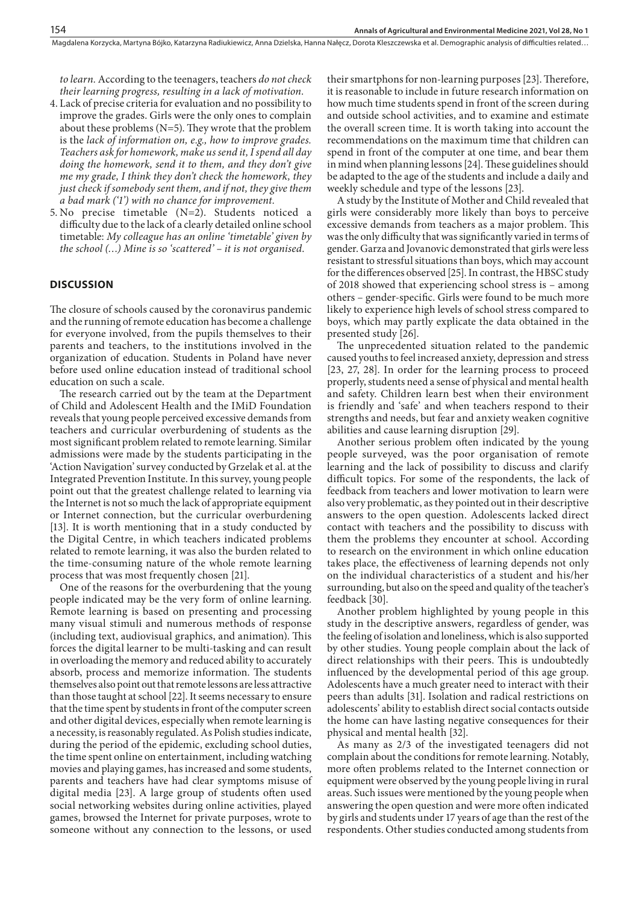*to learn.* According to the teenagers, teachers *do not check their learning progress, resulting in a lack of motivation.*

4. Lack of precise criteria for evaluation and no possibility to improve the grades. Girls were the only ones to complain about these problems (N=5). They wrote that the problem is the *lack of information on, e.g., how to improve grades. Teachers ask for homework, make us send it, I spend all day doing the homework, send it to them, and they don't give me my grade, I think they don't check the homework, they just check if somebody sent them, and if not, they give them a bad mark ('1') with no chance for improvement.*
5. No precise timetable (N=2). Students noticed a difficulty due to the lack of a clearly detailed online school timetable: *My colleague has an online 'timetable' given by the school (…) Mine is so 'scattered' – it is not organised.*

## DISCUSSION

The closure of schools caused by the coronavirus pandemic and the running of remote education has become a challenge for everyone involved, from the pupils themselves to their parents and teachers, to the institutions involved in the organization of education. Students in Poland have never before used online education instead of traditional school education on such a scale.

The research carried out by the team at the Department of Child and Adolescent Health and the IMiD Foundation reveals that young people perceived excessive demands from teachers and curricular overburdening of students as the most significant problem related to remote learning. Similar admissions were made by the students participating in the 'Action Navigation' survey conducted by Grzelak et al. at the Integrated Prevention Institute. In this survey, young people point out that the greatest challenge related to learning via the Internet is not so much the lack of appropriate equipment or Internet connection, but the curricular overburdening [13]. It is worth mentioning that in a study conducted by the Digital Centre, in which teachers indicated problems related to remote learning, it was also the burden related to the time-consuming nature of the whole remote learning process that was most frequently chosen [21].

One of the reasons for the overburdening that the young people indicated may be the very form of online learning. Remote learning is based on presenting and processing many visual stimuli and numerous methods of response (including text, audiovisual graphics, and animation). This forces the digital learner to be multi-tasking and can result in overloading the memory and reduced ability to accurately absorb, process and memorize information. The students themselves also point out that remote lessons are less attractive than those taught at school [22]. It seems necessary to ensure that the time spent by students in front of the computer screen and other digital devices, especially when remote learning is a necessity, is reasonably regulated. As Polish studies indicate, during the period of the epidemic, excluding school duties, the time spent online on entertainment, including watching movies and playing games, has increased and some students, parents and teachers have had clear symptoms misuse of digital media [23]. A large group of students often used social networking websites during online activities, played games, browsed the Internet for private purposes, wrote to someone without any connection to the lessons, or used their smartphons for non-learning purposes [23]. Therefore, it is reasonable to include in future research information on how much time students spend in front of the screen during and outside school activities, and to examine and estimate the overall screen time. It is worth taking into account the recommendations on the maximum time that children can spend in front of the computer at one time, and bear them in mind when planning lessons [24]. These guidelines should be adapted to the age of the students and include a daily and weekly schedule and type of the lessons [23].

A study by the Institute of Mother and Child revealed that girls were considerably more likely than boys to perceive excessive demands from teachers as a major problem. This was the only difficulty that was significantly varied in terms of gender. Garza and Jovanovic demonstrated that girls were less resistant to stressful situations than boys, which may account for the differences observed [25]. In contrast, the HBSC study of 2018 showed that experiencing school stress is – among others – gender-specific. Girls were found to be much more likely to experience high levels of school stress compared to boys, which may partly explicate the data obtained in the presented study [26].

The unprecedented situation related to the pandemic caused youths to feel increased anxiety, depression and stress [23, 27, 28]. In order for the learning process to proceed properly, students need a sense of physical and mental health and safety. Children learn best when their environment is friendly and 'safe' and when teachers respond to their strengths and needs, but fear and anxiety weaken cognitive abilities and cause learning disruption [29].

Another serious problem often indicated by the young people surveyed, was the poor organisation of remote learning and the lack of possibility to discuss and clarify difficult topics. For some of the respondents, the lack of feedback from teachers and lower motivation to learn were also very problematic, as they pointed out in their descriptive answers to the open question. Adolescents lacked direct contact with teachers and the possibility to discuss with them the problems they encounter at school. According to research on the environment in which online education takes place, the effectiveness of learning depends not only on the individual characteristics of a student and his/her surrounding, but also on the speed and quality of the teacher's feedback [30].

Another problem highlighted by young people in this study in the descriptive answers, regardless of gender, was the feeling of isolation and loneliness, which is also supported by other studies. Young people complain about the lack of direct relationships with their peers. This is undoubtedly influenced by the developmental period of this age group. Adolescents have a much greater need to interact with their peers than adults [31]. Isolation and radical restrictions on adolescents' ability to establish direct social contacts outside the home can have lasting negative consequences for their physical and mental health [32].

As many as 2/3 of the investigated teenagers did not complain about the conditions for remote learning. Notably, more often problems related to the Internet connection or equipment were observed by the young people living in rural areas. Such issues were mentioned by the young people when answering the open question and were more often indicated by girls and students under 17 years of age than the rest of the respondents. Other studies conducted among students from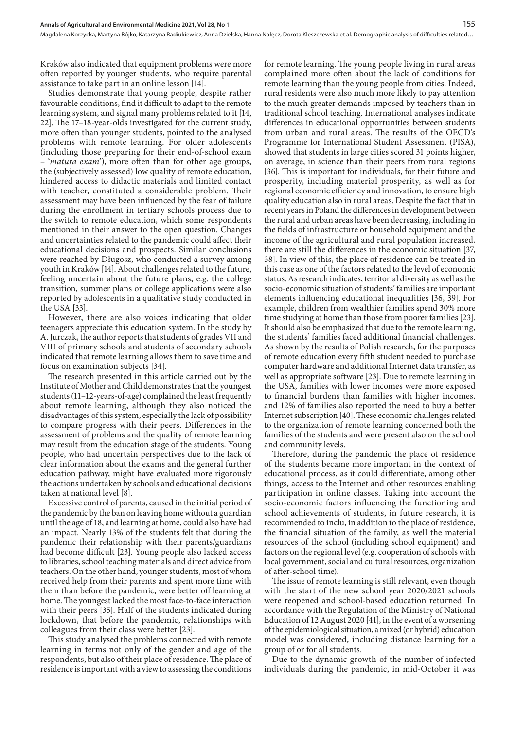Kraków also indicated that equipment problems were more often reported by younger students, who require parental assistance to take part in an online lesson [14].

Studies demonstrate that young people, despite rather favourable conditions, find it difficult to adapt to the remote learning system, and signal many problems related to it [14, 22]. The 17–18-year-olds investigated for the current study, more often than younger students, pointed to the analysed problems with remote learning. For older adolescents (including those preparing for their end-of-school exam – '*matura exam*'), more often than for other age groups, the (subjectively assessed) low quality of remote education, hindered access to didactic materials and limited contact with teacher, constituted a considerable problem. Their assessment may have been influenced by the fear of failure during the enrollment in tertiary schools process due to the switch to remote education, which some respondents mentioned in their answer to the open question. Changes and uncertainties related to the pandemic could affect their educational decisions and prospects. Similar conclusions were reached by Długosz, who conducted a survey among youth in Kraków [14]. About challenges related to the future, feeling uncertain about the future plans, e.g. the college transition, summer plans or college applications were also reported by adolescents in a qualitative study conducted in the USA [33].

However, there are also voices indicating that older teenagers appreciate this education system. In the study by A. Jurczak, the author reports that students of grades VII and VIII of primary schools and students of secondary schools indicated that remote learning allows them to save time and focus on examination subjects [34].

The research presented in this article carried out by the Institute of Mother and Child demonstrates that the youngest students (11–12-years-of-age) complained the least frequently about remote learning, although they also noticed the disadvantages of this system, especially the lack of possibility to compare progress with their peers. Differences in the assessment of problems and the quality of remote learning may result from the education stage of the students. Young people, who had uncertain perspectives due to the lack of clear information about the exams and the general further education pathway, might have evaluated more rigorously the actions undertaken by schools and educational decisions taken at national level [8].

Excessive control of parents, caused in the initial period of the pandemic by the ban on leaving home without a guardian until the age of 18, and learning at home, could also have had an impact. Nearly 13% of the students felt that during the pandemic their relationship with their parents/guardians had become difficult [23]. Young people also lacked access to libraries, school teaching materials and direct advice from teachers. On the other hand, younger students, most of whom received help from their parents and spent more time with them than before the pandemic, were better off learning at home. The youngest lacked the most face-to-face interaction with their peers [35]. Half of the students indicated during lockdown, that before the pandemic, relationships with colleagues from their class were better [23].

This study analysed the problems connected with remote learning in terms not only of the gender and age of the respondents, but also of their place of residence. The place of residence is important with a view to assessing the conditions for remote learning. The young people living in rural areas complained more often about the lack of conditions for remote learning than the young people from cities. Indeed, rural residents were also much more likely to pay attention to the much greater demands imposed by teachers than in traditional school teaching. International analyses indicate differences in educational opportunities between students from urban and rural areas. The results of the OECD's Programme for International Student Assessment (PISA), showed that students in large cities scored 31 points higher, on average, in science than their peers from rural regions [36]. This is important for individuals, for their future and prosperity, including material prosperity, as well as for regional economic efficiency and innovation, to ensure high quality education also in rural areas. Despite the fact that in recent years in Poland the differences in development between the rural and urban areas have been decreasing, including in the fields of infrastructure or household equipment and the income of the agricultural and rural population increased, there are still the differences in the economic situation [37, 38]. In view of this, the place of residence can be treated in this case as one of the factors related to the level of economic status. As research indicates, territorial diversity as well as the socio-economic situation of students' families are important elements influencing educational inequalities [36, 39]. For example, children from wealthier families spend 30% more time studying at home than those from poorer families [23]. It should also be emphasized that due to the remote learning, the students' families faced additional financial challenges. As shown by the results of Polish research, for the purposes of remote education every fifth student needed to purchase computer hardware and additional Internet data transfer, as well as appropriate software [23]. Due to remote learning in the USA, families with lower incomes were more exposed to financial burdens than families with higher incomes, and 12% of families also reported the need to buy a better Internet subscription [40]. These economic challenges related to the organization of remote learning concerned both the families of the students and were present also on the school and community levels.

Therefore, during the pandemic the place of residence of the students became more important in the context of educational process, as it could differentiate, among other things, access to the Internet and other resources enabling participation in online classes. Taking into account the socio-economic factors influencing the functioning and school achievements of students, in future research, it is recommended to inclu, in addition to the place of residence, the financial situation of the family, as well the material resources of the school (including school equipment) and factors on the regional level (e.g. cooperation of schools with local government, social and cultural resources, organization of after-school time).

The issue of remote learning is still relevant, even though with the start of the new school year 2020/2021 schools were reopened and school-based education returned. In accordance with the Regulation of the Ministry of National Education of 12 August 2020 [41], in the event of a worsening of the epidemiological situation, a mixed (or hybrid) education model was considered, including distance learning for a group of or for all students.

Due to the dynamic growth of the number of infected individuals during the pandemic, in mid-October it was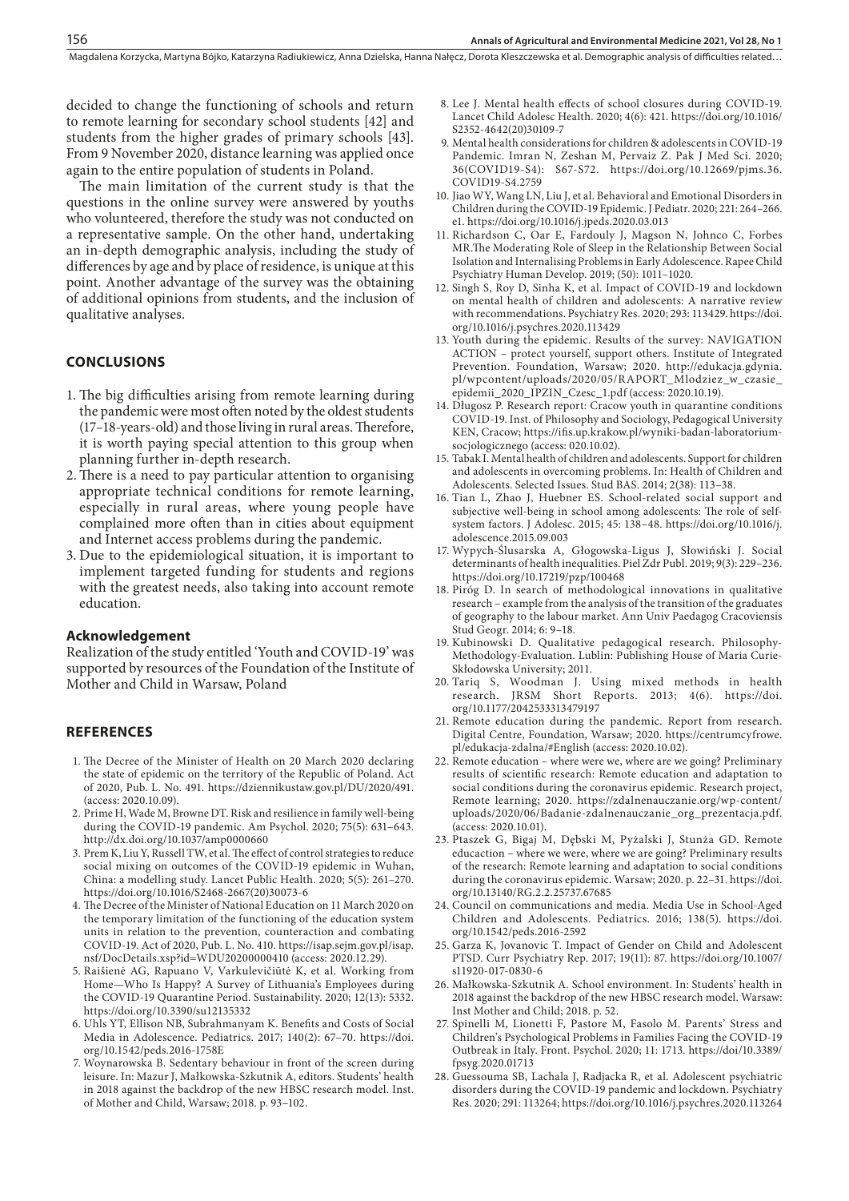decided to change the functioning of schools and return to remote learning for secondary school students [42] and students from the higher grades of primary schools [43]. From 9 November 2020, distance learning was applied once again to the entire population of students in Poland.

The main limitation of the current study is that the questions in the online survey were answered by youths who volunteered, therefore the study was not conducted on a representative sample. On the other hand, undertaking an in-depth demographic analysis, including the study of differences by age and by place of residence, is unique at this point. Another advantage of the survey was the obtaining of additional opinions from students, and the inclusion of qualitative analyses.

## CONCLUSIONS

1. The big difficulties arising from remote learning during the pandemic were most often noted by the oldest students (17–18-years-old) and those living in rural areas. Therefore, it is worth paying special attention to this group when planning further in-depth research.
2. There is a need to pay particular attention to organising appropriate technical conditions for remote learning, especially in rural areas, where young people have complained more often than in cities about equipment and Internet access problems during the pandemic.
3. Due to the epidemiological situation, it is important to implement targeted funding for students and regions with the greatest needs, also taking into account remote education.

### Acknowledgement

Realization of the study entitled 'Youth and COVID-19' was supported by resources of the Foundation of the Institute of Mother and Child in Warsaw, Poland

## REFERENCES

1. The Decree of the Minister of Health on 20 March 2020 declaring the state of epidemic on the territory of the Republic of Poland. Act of 2020, Pub. L. No. 491. https://dziennikustaw.gov.pl/DU/2020/491. (access: 2020.10.09).
2. Prime H, Wade M, Browne DT. Risk and resilience in family well-being during the COVID-19 pandemic. Am Psychol. 2020; 75(5): 631–643. http://dx.doi.org/10.1037/amp0000660
3. Prem K, Liu Y, Russell TW, et al. The effect of control strategies to reduce social mixing on outcomes of the COVID-19 epidemic in Wuhan, China: a modelling study. Lancet Public Health. 2020; 5(5): 261–270. https://doi.org/10.1016/S2468-2667(20)30073-6
4. The Decree of the Minister of National Education on 11 March 2020 on the temporary limitation of the functioning of the education system units in relation to the prevention, counteraction and combating COVID-19. Act of 2020, Pub. L. No. 410. https://isap.sejm.gov.pl/isap.nsf/DocDetails.xsp?id=WDU20200000410 (access: 2020.12.29).
5. Raišienė AG, Rapuano V, Varkulevičiūtė K, et al. Working from Home—Who Is Happy? A Survey of Lithuania's Employees during the COVID-19 Quarantine Period. Sustainability. 2020; 12(13): 5332. https://doi.org/10.3390/su12135332
6. Uhls YT, Ellison NB, Subrahmanyam K. Benefits and Costs of Social Media in Adolescence. Pediatrics. 2017; 140(2): 67–70. https://doi.org/10.1542/peds.2016-1758E
7. Woynarowska B. Sedentary behaviour in front of the screen during leisure. In: Mazur J, Małkowska-Szkutnik A, editors. Students' health in 2018 against the backdrop of the new HBSC research model. Inst. of Mother and Child, Warsaw; 2018. p. 93–102.
8. Lee J. Mental health effects of school closures during COVID-19. Lancet Child Adolesc Health. 2020; 4(6): 421. https://doi.org/10.1016/S2352-4642(20)30109-7
9. Mental health considerations for children & adolescents in COVID-19 Pandemic. Imran N, Zeshan M, Pervaiz Z. Pak J Med Sci. 2020; 36(COVID19-S4): S67-S72. https://doi.org/10.12669/pjms.36.COVID19-S4.2759
10. Jiao WY, Wang LN, Liu J, et al. Behavioral and Emotional Disorders in Children during the COVID-19 Epidemic. J Pediatr. 2020; 221: 264–266. e1. https://doi.org/10.1016/j.jpeds.2020.03.013
11. Richardson C, Oar E, Fardouly J, Magson N, Johnco C, Forbes MR.The Moderating Role of Sleep in the Relationship Between Social Isolation and Internalising Problems in Early Adolescence. Rapee Child Psychiatry Human Develop. 2019; (50): 1011–1020.
12. Singh S, Roy D, Sinha K, et al. Impact of COVID-19 and lockdown on mental health of children and adolescents: A narrative review with recommendations. Psychiatry Res. 2020; 293: 113429. https://doi.org/10.1016/j.psychres.2020.113429
13. Youth during the epidemic. Results of the survey: NAVIGATION ACTION – protect yourself, support others. Institute of Integrated Prevention. Foundation, Warsaw; 2020. http://edukacja.gdynia.pl/wpcontent/uploads/2020/05/RAPORT_Mlodziez_w_czasie_epidemii_2020_IPZIN_Czesc_1.pdf (access: 2020.10.19).
14. Długosz P. Research report: Cracow youth in quarantine conditions COVID-19. Inst. of Philosophy and Sociology, Pedagogical University KEN, Cracow; https://ifis.up.krakow.pl/wyniki-badan-laboratorium-socjologicznego (access: 020.10.02).
15. Tabak I. Mental health of children and adolescents. Support for children and adolescents in overcoming problems. In: Health of Children and Adolescents. Selected Issues. Stud BAS. 2014; 2(38): 113–38.
16. Tian L, Zhao J, Huebner ES. School-related social support and subjective well-being in school among adolescents: The role of self-system factors. J Adolesc. 2015; 45: 138–48. https://doi.org/10.1016/j.adolescence.2015.09.003
17. Wypych-Ślusarska A, Głogowska-Ligus J, Słowiński J. Social determinants of health inequalities. Piel Zdr Publ. 2019; 9(3): 229–236. https://doi.org/10.17219/pzp/100468
18. Piróg D. In search of methodological innovations in qualitative research – example from the analysis of the transition of the graduates of geography to the labour market. Ann Univ Paedagog Cracoviensis Stud Geogr. 2014; 6: 9–18.
19. Kubinowski D. Qualitative pedagogical research. Philosophy-Methodology-Evaluation. Lublin: Publishing House of Maria Curie-Skłodowska University; 2011.
20. Tariq S, Woodman J. Using mixed methods in health research. JRSM Short Reports. 2013; 4(6). https://doi.org/10.1177/2042533313479197
21. Remote education during the pandemic. Report from research. Digital Centre, Foundation, Warsaw; 2020. https://centrumcyfrowe.pl/edukacja-zdalna/#English (access: 2020.10.02).
22. Remote education – where were we, where are we going? Preliminary results of scientific research: Remote education and adaptation to social conditions during the coronavirus epidemic. Research project, Remote learning; 2020. https://zdalnenauczanie.org/wp-content/uploads/2020/06/Badanie-zdalnenauczanie_org_prezentacja.pdf. (access: 2020.10.01).
23. Ptaszek G, Bigaj M, Dębski M, Pyżalski J, Stunża GD. Remote educaction – where we were, where we are going? Preliminary results of the research: Remote learning and adaptation to social conditions during the coronavirus epidemic. Warsaw; 2020. p. 22–31. https://doi.org/10.13140/RG.2.2.25737.67685
24. Council on communications and media. Media Use in School-Aged Children and Adolescents. Pediatrics. 2016; 138(5). https://doi.org/10.1542/peds.2016-2592
25. Garza K, Jovanovic T. Impact of Gender on Child and Adolescent PTSD. Curr Psychiatry Rep. 2017; 19(11): 87. https://doi.org/10.1007/s11920-017-0830-6
26. Małkowska-Szkutnik A. School environment. In: Students' health in 2018 against the backdrop of the new HBSC research model. Warsaw: Inst Mother and Child; 2018. p. 52.
27. Spinelli M, Lionetti F, Pastore M, Fasolo M. Parents' Stress and Children's Psychological Problems in Families Facing the COVID-19 Outbreak in Italy. Front. Psychol. 2020; 11: 1713. https://doi/10.3389/fpsyg.2020.01713
28. Guessouma SB, Lachala J, Radjacka R, et al. Adolescent psychiatric disorders during the COVID-19 pandemic and lockdown. Psychiatry Res. 2020; 291: 113264; https://doi.org/10.1016/j.psychres.2020.113264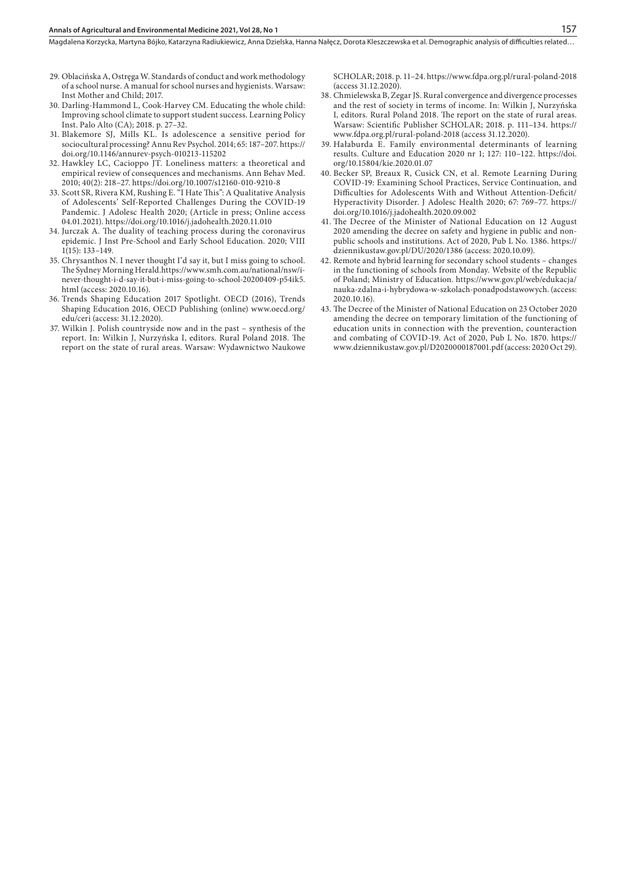29. Oblacińska A, Ostręga W. Standards of conduct and work methodology of a school nurse. A manual for school nurses and hygienists. Warsaw: Inst Mother and Child; 2017.
30. Darling-Hammond L, Cook-Harvey CM. Educating the whole child: Improving school climate to support student success. Learning Policy Inst. Palo Alto (CA); 2018. p. 27–32.
31. Blakemore SJ, Mills KL. Is adolescence a sensitive period for sociocultural processing? Annu Rev Psychol. 2014; 65: 187–207. https://doi.org/10.1146/annurev-psych-010213-115202
32. Hawkley LC, Cacioppo JT. Loneliness matters: a theoretical and empirical review of consequences and mechanisms. Ann Behav Med. 2010; 40(2): 218–27. https://doi.org/10.1007/s12160-010-9210-8
33. Scott SR, Rivera KM, Rushing E. "I Hate This": A Qualitative Analysis of Adolescents' Self-Reported Challenges During the COVID-19 Pandemic. J Adolesc Health 2020; (Article in press; Online access 04.01.2021). https://doi.org/10.1016/j.jadohealth.2020.11.010
34. Jurczak A. The duality of teaching process during the coronavirus epidemic. J Inst Pre-School and Early School Education. 2020; VIII 1(15): 133–149.
35. Chrysanthos N. I never thought I'd say it, but I miss going to school. The Sydney Morning Herald.https://www.smh.com.au/national/nsw/i-never-thought-i-d-say-it-but-i-miss-going-to-school-20200409-p54ik5.html (access: 2020.10.16).
36. Trends Shaping Education 2017 Spotlight. OECD (2016), Trends Shaping Education 2016, OECD Publishing (online) www.oecd.org/edu/ceri (access: 31.12.2020).
37. Wilkin J. Polish countryside now and in the past – synthesis of the report. In: Wilkin J, Nurzyńska I, editors. Rural Poland 2018. The report on the state of rural areas. Warsaw: Wydawnictwo Naukowe SCHOLAR; 2018. p. 11–24. https://www.fdpa.org.pl/rural-poland-2018 (access 31.12.2020).
38. Chmielewska B, Zegar JS. Rural convergence and divergence processes and the rest of society in terms of income. In: Wilkin J, Nurzyńska I, editors. Rural Poland 2018. The report on the state of rural areas. Warsaw: Scientific Publisher SCHOLAR; 2018. p. 111–134. https://www.fdpa.org.pl/rural-poland-2018 (access 31.12.2020).
39. Hałaburda E. Family environmental determinants of learning results. Culture and Education 2020 nr 1; 127: 110–122. https://doi.org/10.15804/kie.2020.01.07
40. Becker SP, Breaux R, Cusick CN, et al. Remote Learning During COVID-19: Examining School Practices, Service Continuation, and Difficulties for Adolescents With and Without Attention-Deficit/Hyperactivity Disorder. J Adolesc Health 2020; 67: 769–77. https://doi.org/10.1016/j.jadohealth.2020.09.002
41. The Decree of the Minister of National Education on 12 August 2020 amending the decree on safety and hygiene in public and non-public schools and institutions. Act of 2020, Pub L No. 1386. https://dziennikustaw.gov.pl/DU/2020/1386 (access: 2020.10.09).
42. Remote and hybrid learning for secondary school students – changes in the functioning of schools from Monday. Website of the Republic of Poland; Ministry of Education. https://www.gov.pl/web/edukacja/nauka-zdalna-i-hybrydowa-w-szkolach-ponadpodstawowych. (access: 2020.10.16).
43. The Decree of the Minister of National Education on 23 October 2020 amending the decree on temporary limitation of the functioning of education units in connection with the prevention, counteraction and combating of COVID-19. Act of 2020, Pub L No. 1870. https://www.dziennikustaw.gov.pl/D2020000187001.pdf (access: 2020 Oct 29).